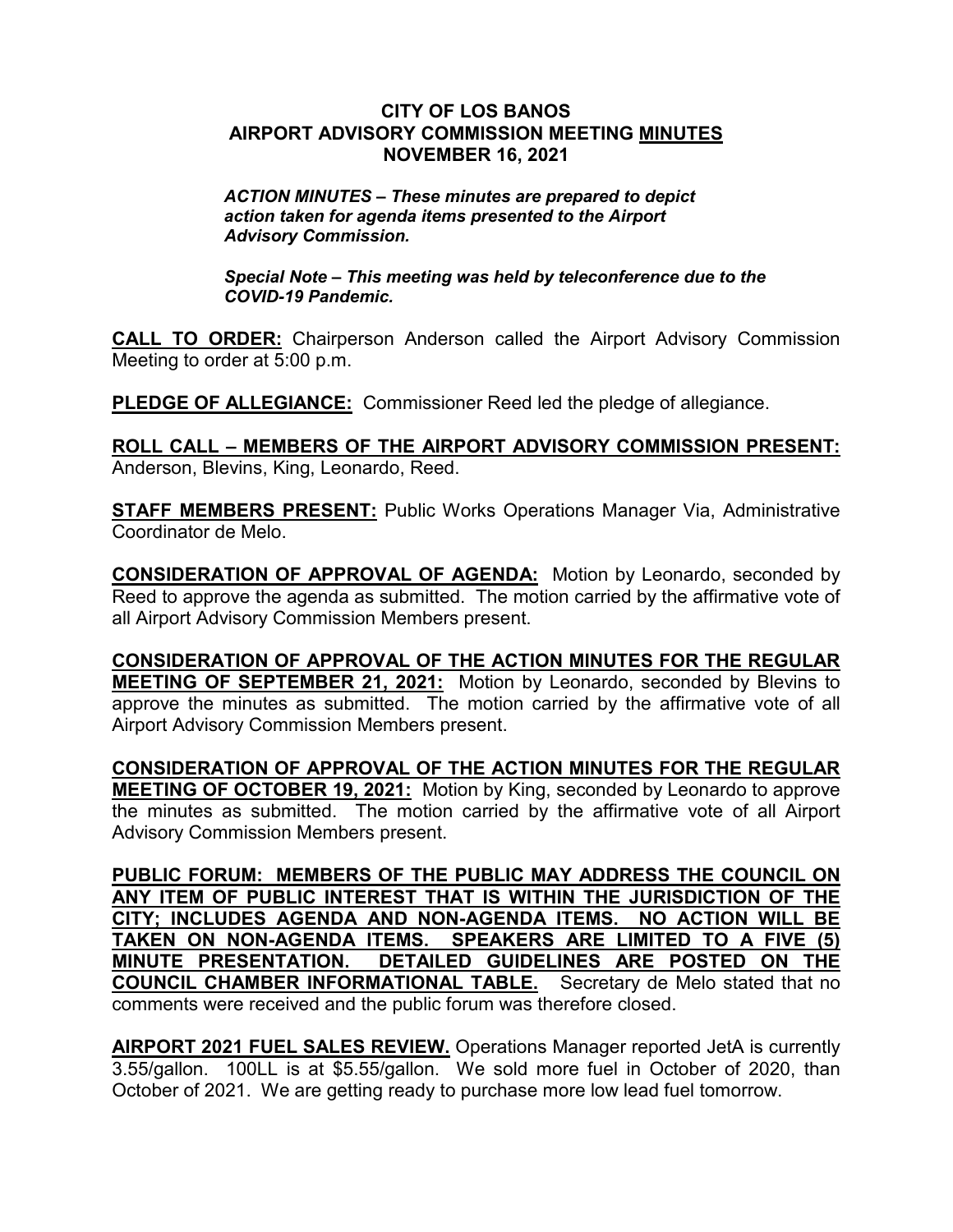# CITY OF LOS BANOS
# AIRPORT ADVISORY COMMISSION MEETING MINUTES
# NOVEMBER 16, 2021

***ACTION MINUTES – These minutes are prepared to depict action taken for agenda items presented to the Airport Advisory Commission.***

***Special Note – This meeting was held by teleconference due to the COVID-19 Pandemic.***

**CALL TO ORDER:** Chairperson Anderson called the Airport Advisory Commission Meeting to order at 5:00 p.m.

**PLEDGE OF ALLEGIANCE:** Commissioner Reed led the pledge of allegiance.

**ROLL CALL – MEMBERS OF THE AIRPORT ADVISORY COMMISSION PRESENT:** Anderson, Blevins, King, Leonardo, Reed.

**STAFF MEMBERS PRESENT:** Public Works Operations Manager Via, Administrative Coordinator de Melo.

**CONSIDERATION OF APPROVAL OF AGENDA:** Motion by Leonardo, seconded by Reed to approve the agenda as submitted. The motion carried by the affirmative vote of all Airport Advisory Commission Members present.

**CONSIDERATION OF APPROVAL OF THE ACTION MINUTES FOR THE REGULAR MEETING OF SEPTEMBER 21, 2021:** Motion by Leonardo, seconded by Blevins to approve the minutes as submitted. The motion carried by the affirmative vote of all Airport Advisory Commission Members present.

**CONSIDERATION OF APPROVAL OF THE ACTION MINUTES FOR THE REGULAR MEETING OF OCTOBER 19, 2021:** Motion by King, seconded by Leonardo to approve the minutes as submitted. The motion carried by the affirmative vote of all Airport Advisory Commission Members present.

**PUBLIC FORUM: MEMBERS OF THE PUBLIC MAY ADDRESS THE COUNCIL ON ANY ITEM OF PUBLIC INTEREST THAT IS WITHIN THE JURISDICTION OF THE CITY; INCLUDES AGENDA AND NON-AGENDA ITEMS. NO ACTION WILL BE TAKEN ON NON-AGENDA ITEMS. SPEAKERS ARE LIMITED TO A FIVE (5) MINUTE PRESENTATION. DETAILED GUIDELINES ARE POSTED ON THE COUNCIL CHAMBER INFORMATIONAL TABLE.** Secretary de Melo stated that no comments were received and the public forum was therefore closed.

**AIRPORT 2021 FUEL SALES REVIEW.** Operations Manager reported JetA is currently 3.55/gallon. 100LL is at $5.55/gallon. We sold more fuel in October of 2020, than October of 2021. We are getting ready to purchase more low lead fuel tomorrow.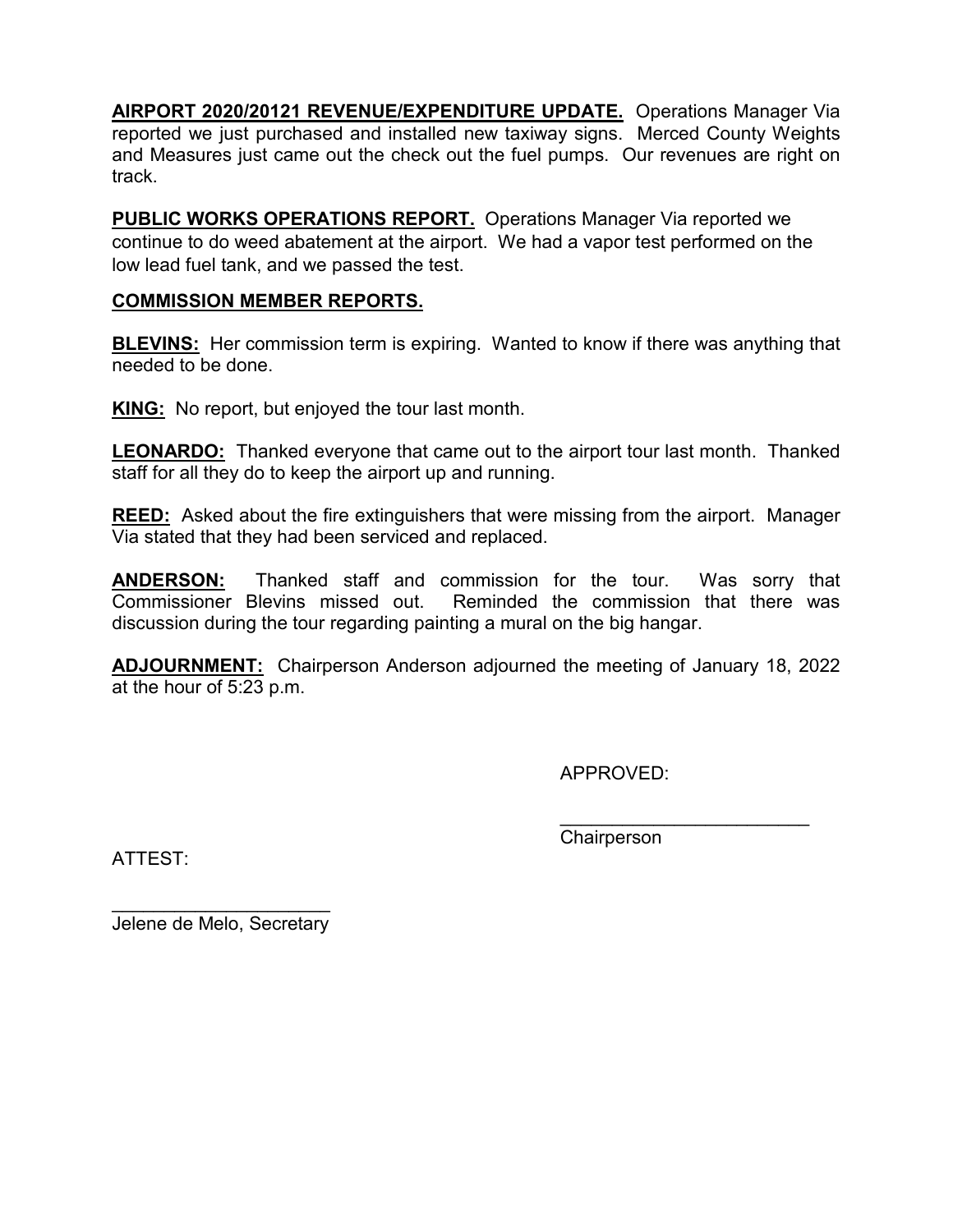**AIRPORT 2020/20121 REVENUE/EXPENDITURE UPDATE.** Operations Manager Via reported we just purchased and installed new taxiway signs. Merced County Weights and Measures just came out the check out the fuel pumps. Our revenues are right on track.

**PUBLIC WORKS OPERATIONS REPORT.** Operations Manager Via reported we continue to do weed abatement at the airport. We had a vapor test performed on the low lead fuel tank, and we passed the test.

**COMMISSION MEMBER REPORTS.**

**BLEVINS:** Her commission term is expiring. Wanted to know if there was anything that needed to be done.

**KING:** No report, but enjoyed the tour last month.

**LEONARDO:** Thanked everyone that came out to the airport tour last month. Thanked staff for all they do to keep the airport up and running.

**REED:** Asked about the fire extinguishers that were missing from the airport. Manager Via stated that they had been serviced and replaced.

**ANDERSON:** Thanked staff and commission for the tour. Was sorry that Commissioner Blevins missed out. Reminded the commission that there was discussion during the tour regarding painting a mural on the big hangar.

**ADJOURNMENT:** Chairperson Anderson adjourned the meeting of January 18, 2022 at the hour of 5:23 p.m.

APPROVED:

________________________
Chairperson

ATTEST:

______________________
Jelene de Melo, Secretary